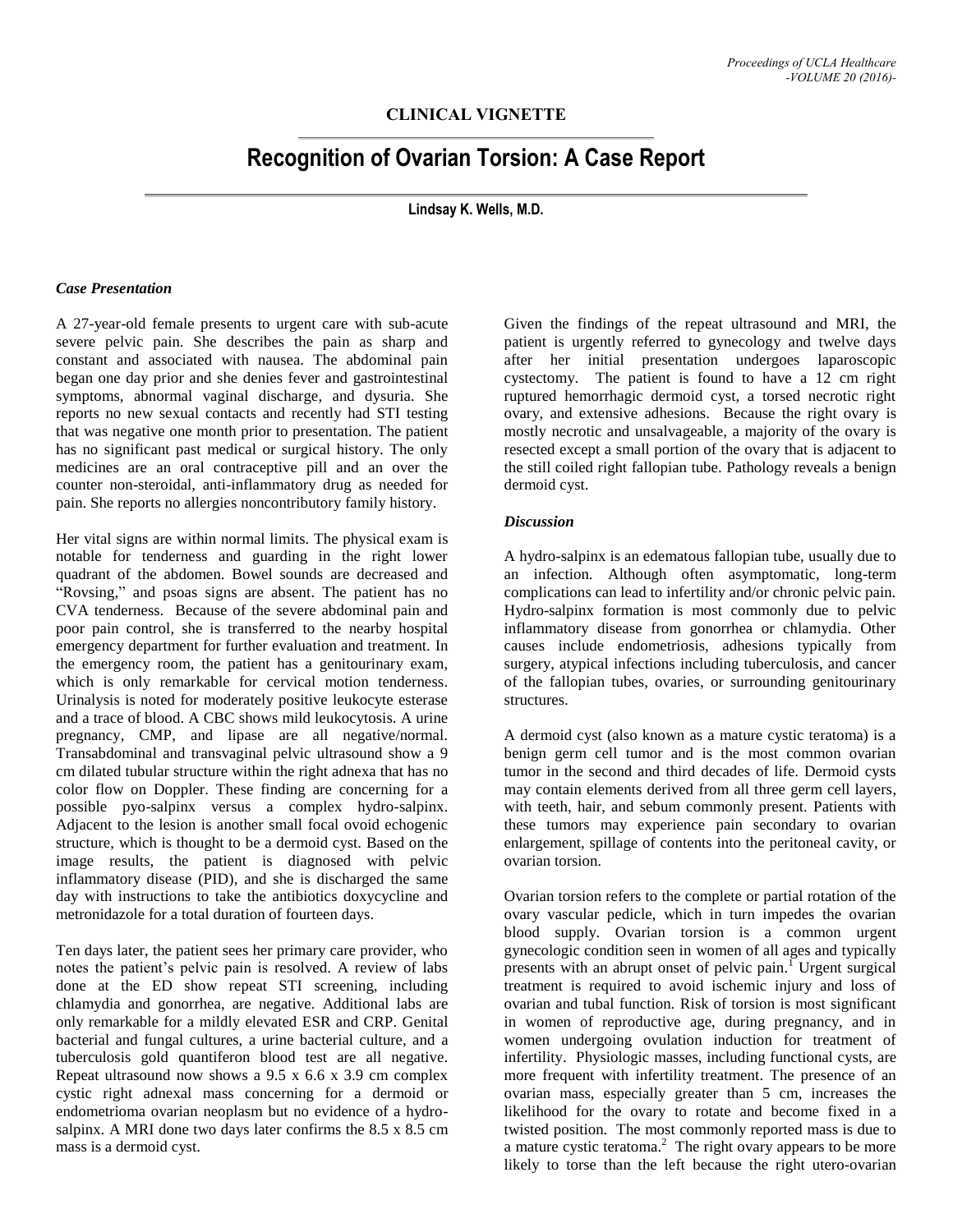**CLINICAL VIGNETTE**

# Recognition of Ovarian Torsion: A Case Report

**Lindsay K. Wells, M.D.**

### *Case Presentation*

A 27-year-old female presents to urgent care with sub-acute severe pelvic pain. She describes the pain as sharp and constant and associated with nausea. The abdominal pain began one day prior and she denies fever and gastrointestinal symptoms, abnormal vaginal discharge, and dysuria. She reports no new sexual contacts and recently had STI testing that was negative one month prior to presentation. The patient has no significant past medical or surgical history. The only medicines are an oral contraceptive pill and an over the counter non-steroidal, anti-inflammatory drug as needed for pain. She reports no allergies noncontributory family history.

Her vital signs are within normal limits. The physical exam is notable for tenderness and guarding in the right lower quadrant of the abdomen. Bowel sounds are decreased and "Rovsing," and psoas signs are absent. The patient has no CVA tenderness. Because of the severe abdominal pain and poor pain control, she is transferred to the nearby hospital emergency department for further evaluation and treatment. In the emergency room, the patient has a genitourinary exam, which is only remarkable for cervical motion tenderness. Urinalysis is noted for moderately positive leukocyte esterase and a trace of blood. A CBC shows mild leukocytosis. A urine pregnancy, CMP, and lipase are all negative/normal. Transabdominal and transvaginal pelvic ultrasound show a 9 cm dilated tubular structure within the right adnexa that has no color flow on Doppler. These finding are concerning for a possible pyo-salpinx versus a complex hydro-salpinx. Adjacent to the lesion is another small focal ovoid echogenic structure, which is thought to be a dermoid cyst. Based on the image results, the patient is diagnosed with pelvic inflammatory disease (PID), and she is discharged the same day with instructions to take the antibiotics doxycycline and metronidazole for a total duration of fourteen days.

Ten days later, the patient sees her primary care provider, who notes the patient's pelvic pain is resolved. A review of labs done at the ED show repeat STI screening, including chlamydia and gonorrhea, are negative. Additional labs are only remarkable for a mildly elevated ESR and CRP. Genital bacterial and fungal cultures, a urine bacterial culture, and a tuberculosis gold quantiferon blood test are all negative. Repeat ultrasound now shows a 9.5 x 6.6 x 3.9 cm complex cystic right adnexal mass concerning for a dermoid or endometrioma ovarian neoplasm but no evidence of a hydro-salpinx. A MRI done two days later confirms the 8.5 x 8.5 cm mass is a dermoid cyst.

Given the findings of the repeat ultrasound and MRI, the patient is urgently referred to gynecology and twelve days after her initial presentation undergoes laparoscopic cystectomy. The patient is found to have a 12 cm right ruptured hemorrhagic dermoid cyst, a torsed necrotic right ovary, and extensive adhesions. Because the right ovary is mostly necrotic and unsalvageable, a majority of the ovary is resected except a small portion of the ovary that is adjacent to the still coiled right fallopian tube. Pathology reveals a benign dermoid cyst.

### *Discussion*

A hydro-salpinx is an edematous fallopian tube, usually due to an infection. Although often asymptomatic, long-term complications can lead to infertility and/or chronic pelvic pain. Hydro-salpinx formation is most commonly due to pelvic inflammatory disease from gonorrhea or chlamydia. Other causes include endometriosis, adhesions typically from surgery, atypical infections including tuberculosis, and cancer of the fallopian tubes, ovaries, or surrounding genitourinary structures.

A dermoid cyst (also known as a mature cystic teratoma) is a benign germ cell tumor and is the most common ovarian tumor in the second and third decades of life. Dermoid cysts may contain elements derived from all three germ cell layers, with teeth, hair, and sebum commonly present. Patients with these tumors may experience pain secondary to ovarian enlargement, spillage of contents into the peritoneal cavity, or ovarian torsion.

Ovarian torsion refers to the complete or partial rotation of the ovary vascular pedicle, which in turn impedes the ovarian blood supply. Ovarian torsion is a common urgent gynecologic condition seen in women of all ages and typically presents with an abrupt onset of pelvic pain.[1] Urgent surgical treatment is required to avoid ischemic injury and loss of ovarian and tubal function. Risk of torsion is most significant in women of reproductive age, during pregnancy, and in women undergoing ovulation induction for treatment of infertility. Physiologic masses, including functional cysts, are more frequent with infertility treatment. The presence of an ovarian mass, especially greater than 5 cm, increases the likelihood for the ovary to rotate and become fixed in a twisted position. The most commonly reported mass is due to a mature cystic teratoma.[2] The right ovary appears to be more likely to torse than the left because the right utero-ovarian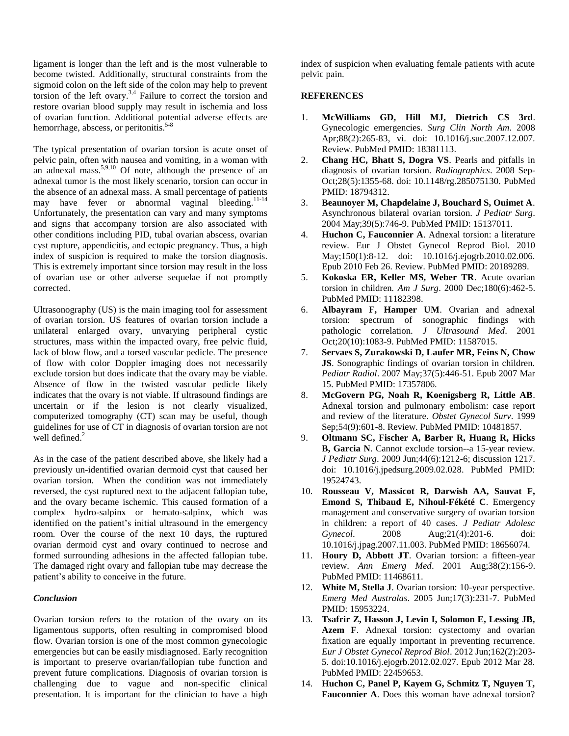ligament is longer than the left and is the most vulnerable to become twisted. Additionally, structural constraints from the sigmoid colon on the left side of the colon may help to prevent torsion of the left ovary.[3,4] Failure to correct the torsion and restore ovarian blood supply may result in ischemia and loss of ovarian function. Additional potential adverse effects are hemorrhage, abscess, or peritonitis.[5-8]

The typical presentation of ovarian torsion is acute onset of pelvic pain, often with nausea and vomiting, in a woman with an adnexal mass.[5,9,10] Of note, although the presence of an adnexal tumor is the most likely scenario, torsion can occur in the absence of an adnexal mass. A small percentage of patients may have fever or abnormal vaginal bleeding.[11-14] Unfortunately, the presentation can vary and many symptoms and signs that accompany torsion are also associated with other conditions including PID, tubal ovarian abscess, ovarian cyst rupture, appendicitis, and ectopic pregnancy. Thus, a high index of suspicion is required to make the torsion diagnosis. This is extremely important since torsion may result in the loss of ovarian use or other adverse sequelae if not promptly corrected.

Ultrasonography (US) is the main imaging tool for assessment of ovarian torsion. US features of ovarian torsion include a unilateral enlarged ovary, unvarying peripheral cystic structures, mass within the impacted ovary, free pelvic fluid, lack of blow flow, and a torsed vascular pedicle. The presence of flow with color Doppler imaging does not necessarily exclude torsion but does indicate that the ovary may be viable. Absence of flow in the twisted vascular pedicle likely indicates that the ovary is not viable. If ultrasound findings are uncertain or if the lesion is not clearly visualized, computerized tomography (CT) scan may be useful, though guidelines for use of CT in diagnosis of ovarian torsion are not well defined.[2]

As in the case of the patient described above, she likely had a previously un-identified ovarian dermoid cyst that caused her ovarian torsion. When the condition was not immediately reversed, the cyst ruptured next to the adjacent fallopian tube, and the ovary became ischemic. This caused formation of a complex hydro-salpinx or hemato-salpinx, which was identified on the patient's initial ultrasound in the emergency room. Over the course of the next 10 days, the ruptured ovarian dermoid cyst and ovary continued to necrose and formed surrounding adhesions in the affected fallopian tube. The damaged right ovary and fallopian tube may decrease the patient's ability to conceive in the future.

### *Conclusion*

Ovarian torsion refers to the rotation of the ovary on its ligamentous supports, often resulting in compromised blood flow. Ovarian torsion is one of the most common gynecologic emergencies but can be easily misdiagnosed. Early recognition is important to preserve ovarian/fallopian tube function and prevent future complications. Diagnosis of ovarian torsion is challenging due to vague and non-specific clinical presentation. It is important for the clinician to have a high index of suspicion when evaluating female patients with acute pelvic pain.

## REFERENCES

1. **McWilliams GD, Hill MJ, Dietrich CS 3rd**. Gynecologic emergencies. *Surg Clin North Am*. 2008 Apr;88(2):265-83, vi. doi: 10.1016/j.suc.2007.12.007. Review. PubMed PMID: 18381113.
2. **Chang HC, Bhatt S, Dogra VS**. Pearls and pitfalls in diagnosis of ovarian torsion. *Radiographics*. 2008 Sep-Oct;28(5):1355-68. doi: 10.1148/rg.285075130. PubMed PMID: 18794312.
3. **Beaunoyer M, Chapdelaine J, Bouchard S, Ouimet A**. Asynchronous bilateral ovarian torsion. *J Pediatr Surg*. 2004 May;39(5):746-9. PubMed PMID: 15137011.
4. **Huchon C, Fauconnier A**. Adnexal torsion: a literature review. Eur J Obstet Gynecol Reprod Biol. 2010 May;150(1):8-12. doi: 10.1016/j.ejogrb.2010.02.006. Epub 2010 Feb 26. Review. PubMed PMID: 20189289.
5. **Kokoska ER, Keller MS, Weber TR**. Acute ovarian torsion in children. *Am J Surg*. 2000 Dec;180(6):462-5. PubMed PMID: 11182398.
6. **Albayram F, Hamper UM**. Ovarian and adnexal torsion: spectrum of sonographic findings with pathologic correlation. *J Ultrasound Med*. 2001 Oct;20(10):1083-9. PubMed PMID: 11587015.
7. **Servaes S, Zurakowski D, Laufer MR, Feins N, Chow JS**. Sonographic findings of ovarian torsion in children. *Pediatr Radiol*. 2007 May;37(5):446-51. Epub 2007 Mar 15. PubMed PMID: 17357806.
8. **McGovern PG, Noah R, Koenigsberg R, Little AB**. Adnexal torsion and pulmonary embolism: case report and review of the literature. *Obstet Gynecol Surv*. 1999 Sep;54(9):601-8. Review. PubMed PMID: 10481857.
9. **Oltmann SC, Fischer A, Barber R, Huang R, Hicks B, Garcia N**. Cannot exclude torsion--a 15-year review. *J Pediatr Surg*. 2009 Jun;44(6):1212-6; discussion 1217. doi: 10.1016/j.jpedsurg.2009.02.028. PubMed PMID: 19524743.
10. **Rousseau V, Massicot R, Darwish AA, Sauvat F, Emond S, Thibaud E, Nihoul-Fékété C**. Emergency management and conservative surgery of ovarian torsion in children: a report of 40 cases. *J Pediatr Adolesc Gynecol*. 2008 Aug;21(4):201-6. doi: 10.1016/j.jpag.2007.11.003. PubMed PMID: 18656074.
11. **Houry D, Abbott JT**. Ovarian torsion: a fifteen-year review. *Ann Emerg Med*. 2001 Aug;38(2):156-9. PubMed PMID: 11468611.
12. **White M, Stella J**. Ovarian torsion: 10-year perspective. *Emerg Med Australas*. 2005 Jun;17(3):231-7. PubMed PMID: 15953224.
13. **Tsafrir Z, Hasson J, Levin I, Solomon E, Lessing JB, Azem F**. Adnexal torsion: cystectomy and ovarian fixation are equally important in preventing recurrence. *Eur J Obstet Gynecol Reprod Biol*. 2012 Jun;162(2):203-5. doi:10.1016/j.ejogrb.2012.02.027. Epub 2012 Mar 28. PubMed PMID: 22459653.
14. **Huchon C, Panel P, Kayem G, Schmitz T, Nguyen T, Fauconnier A**. Does this woman have adnexal torsion?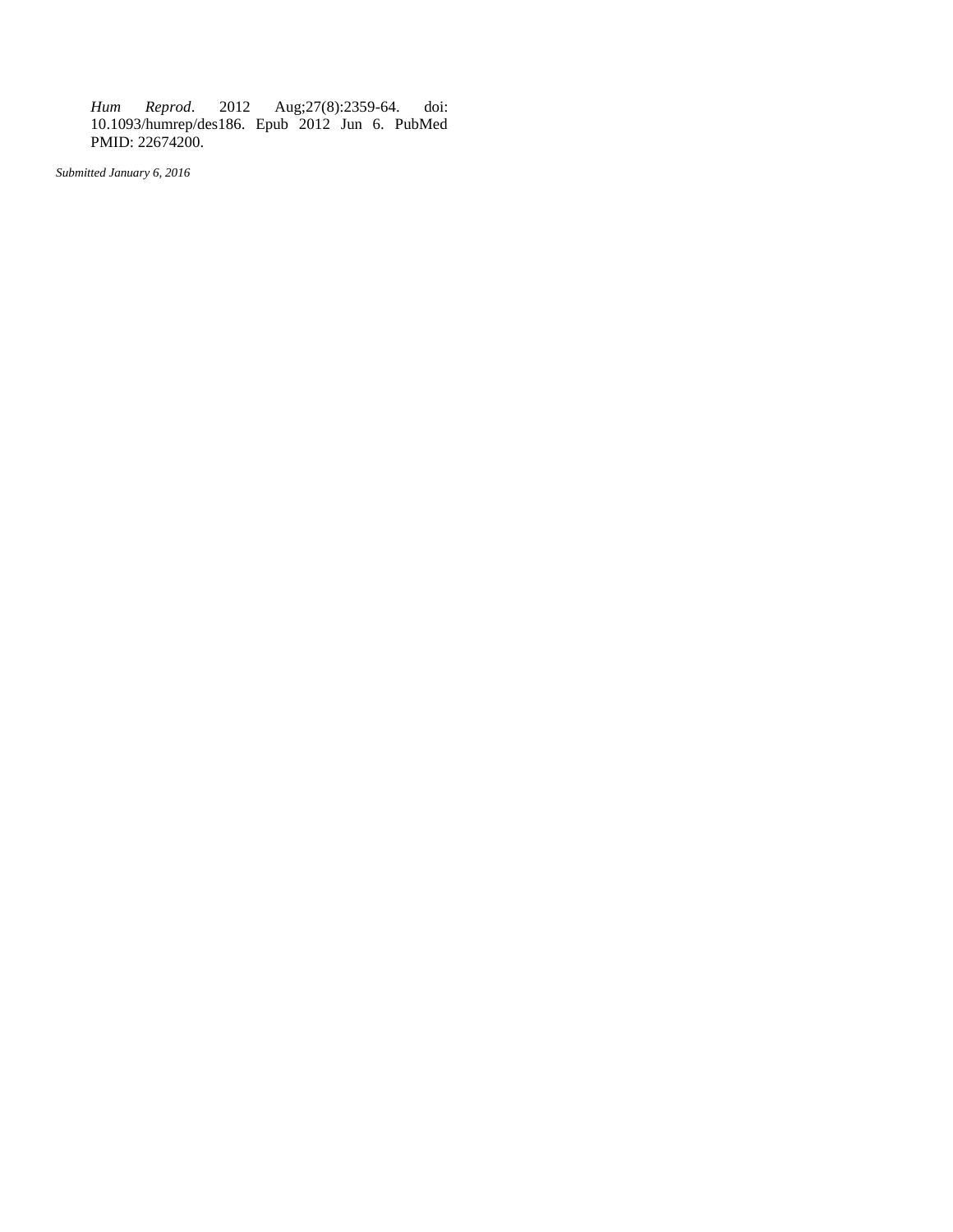*Hum Reprod*. 2012 Aug;27(8):2359-64. doi: 10.1093/humrep/des186. Epub 2012 Jun 6. PubMed PMID: 22674200.

*Submitted January 6, 2016*